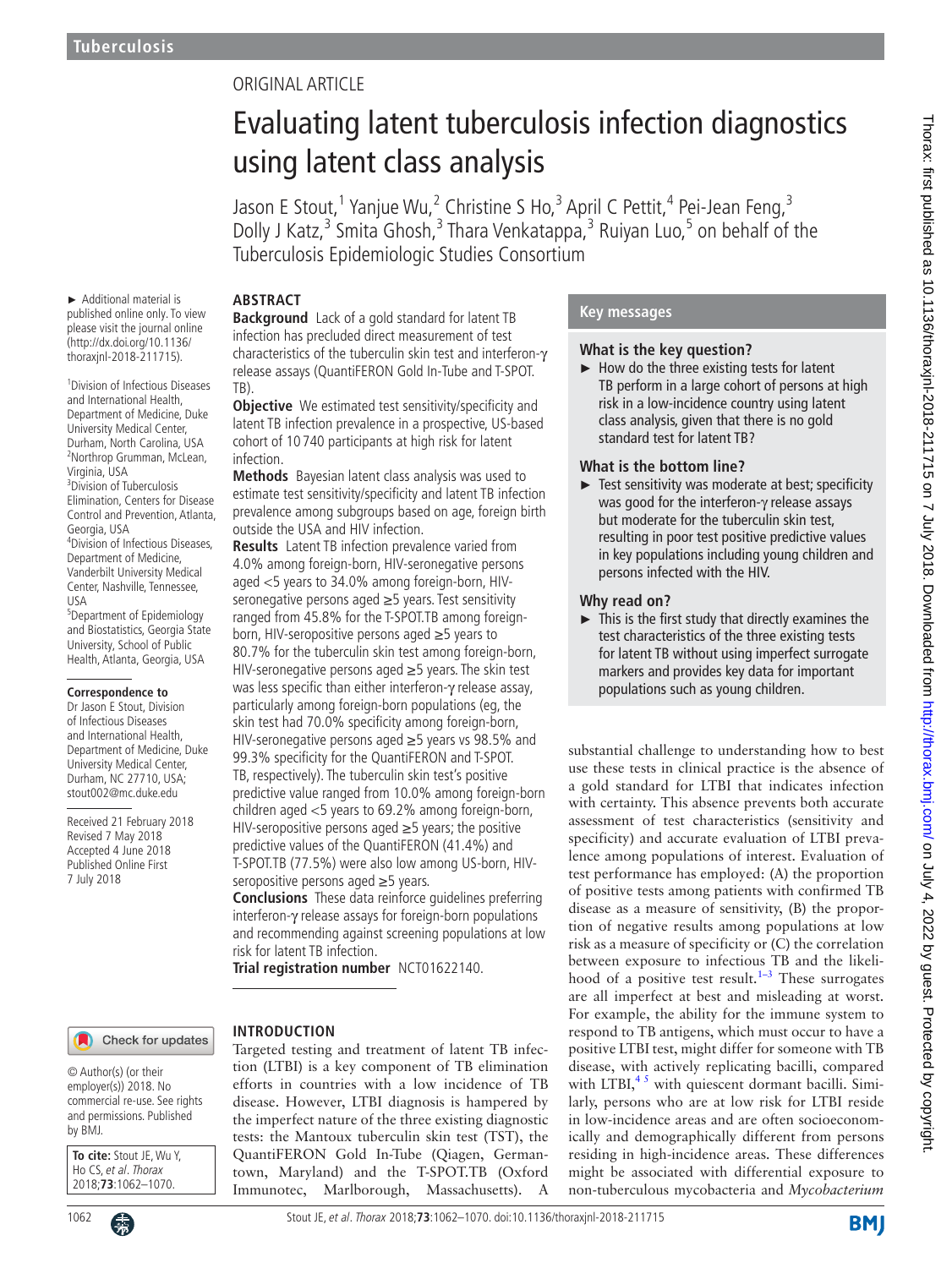ORIGINAL ARTICLE

# Evaluating latent tuberculosis infection diagnostics using latent class analysis

Jason E Stout,[1] Yanjue Wu,[2] Christine S Ho,[3] April C Pettit,[4] Pei-Jean Feng,[3] Dolly J Katz,[3] Smita Ghosh,[3] Thara Venkatappa,[3] Ruiyan Luo,[5] on behalf of the Tuberculosis Epidemiologic Studies Consortium

► Additional material is published online only. To view please visit the journal online (http://dx.doi.org/10.1136/thoraxjnl-2018-211715).

[1]Division of Infectious Diseases and International Health, Department of Medicine, Duke University Medical Center, Durham, North Carolina, USA
[2]Northrop Grumman, McLean, Virginia, USA
[3]Division of Tuberculosis Elimination, Centers for Disease Control and Prevention, Atlanta, Georgia, USA
[4]Division of Infectious Diseases, Department of Medicine, Vanderbilt University Medical Center, Nashville, Tennessee, USA
[5]Department of Epidemiology and Biostatistics, Georgia State University, School of Public Health, Atlanta, Georgia, USA

**Correspondence to**
Dr Jason E Stout, Division of Infectious Diseases and International Health, Department of Medicine, Duke University Medical Center, Durham, NC 27710, USA; stout002@mc.duke.edu

Received 21 February 2018
Revised 7 May 2018
Accepted 4 June 2018
Published Online First 7 July 2018

## ABSTRACT

**Background** Lack of a gold standard for latent TB infection has precluded direct measurement of test characteristics of the tuberculin skin test and interferon-γ release assays (QuantiFERON Gold In-Tube and T-SPOT.TB).

**Objective** We estimated test sensitivity/specificity and latent TB infection prevalence in a prospective, US-based cohort of 10 740 participants at high risk for latent infection.

**Methods** Bayesian latent class analysis was used to estimate test sensitivity/specificity and latent TB infection prevalence among subgroups based on age, foreign birth outside the USA and HIV infection.

**Results** Latent TB infection prevalence varied from 4.0% among foreign-born, HIV-seronegative persons aged <5 years to 34.0% among foreign-born, HIV-seronegative persons aged ≥5 years. Test sensitivity ranged from 45.8% for the T-SPOT.TB among foreign-born, HIV-seropositive persons aged ≥5 years to 80.7% for the tuberculin skin test among foreign-born, HIV-seronegative persons aged ≥5 years. The skin test was less specific than either interferon-γ release assay, particularly among foreign-born populations (eg, the skin test had 70.0% specificity among foreign-born, HIV-seronegative persons aged ≥5 years vs 98.5% and 99.3% specificity for the QuantiFERON and T-SPOT.TB, respectively). The tuberculin skin test's positive predictive value ranged from 10.0% among foreign-born children aged <5 years to 69.2% among foreign-born, HIV-seropositive persons aged ≥5 years; the positive predictive values of the QuantiFERON (41.4%) and T-SPOT.TB (77.5%) were also low among US-born, HIV-seropositive persons aged ≥5 years.

**Conclusions** These data reinforce guidelines preferring interferon-γ release assays for foreign-born populations and recommending against screening populations at low risk for latent TB infection.

**Trial registration number** NCT01622140.

## Key messages

**What is the key question?**

► How do the three existing tests for latent TB perform in a large cohort of persons at high risk in a low-incidence country using latent class analysis, given that there is no gold standard test for latent TB?

**What is the bottom line?**

► Test sensitivity was moderate at best; specificity was good for the interferon-γ release assays but moderate for the tuberculin skin test, resulting in poor test positive predictive values in key populations including young children and persons infected with the HIV.

**Why read on?**

► This is the first study that directly examines the test characteristics of the three existing tests for latent TB without using imperfect surrogate markers and provides key data for important populations such as young children.

## INTRODUCTION

Targeted testing and treatment of latent TB infection (LTBI) is a key component of TB elimination efforts in countries with a low incidence of TB disease. However, LTBI diagnosis is hampered by the imperfect nature of the three existing diagnostic tests: the Mantoux tuberculin skin test (TST), the QuantiFERON Gold In-Tube (Qiagen, Germantown, Maryland) and the T-SPOT.TB (Oxford Immunotec, Marlborough, Massachusetts). A substantial challenge to understanding how to best use these tests in clinical practice is the absence of a gold standard for LTBI that indicates infection with certainty. This absence prevents both accurate assessment of test characteristics (sensitivity and specificity) and accurate evaluation of LTBI prevalence among populations of interest. Evaluation of test performance has employed: (A) the proportion of positive tests among patients with confirmed TB disease as a measure of sensitivity, (B) the proportion of negative results among populations at low risk as a measure of specificity or (C) the correlation between exposure to infectious TB and the likelihood of a positive test result.[1–3] These surrogates are all imperfect at best and misleading at worst. For example, the ability for the immune system to respond to TB antigens, which must occur to have a positive LTBI test, might differ for someone with TB disease, with actively replicating bacilli, compared with LTBI,[4 5] with quiescent dormant bacilli. Similarly, persons who are at low risk for LTBI reside in low-incidence areas and are often socioeconomically and demographically different from persons residing in high-incidence areas. These differences might be associated with differential exposure to non-tuberculous mycobacteria and *Mycobacterium*

© Author(s) (or their employer(s)) 2018. No commercial re-use. See rights and permissions. Published by BMJ.

**To cite:** Stout JE, Wu Y, Ho CS, *et al*. *Thorax* 2018;**73**:1062–1070.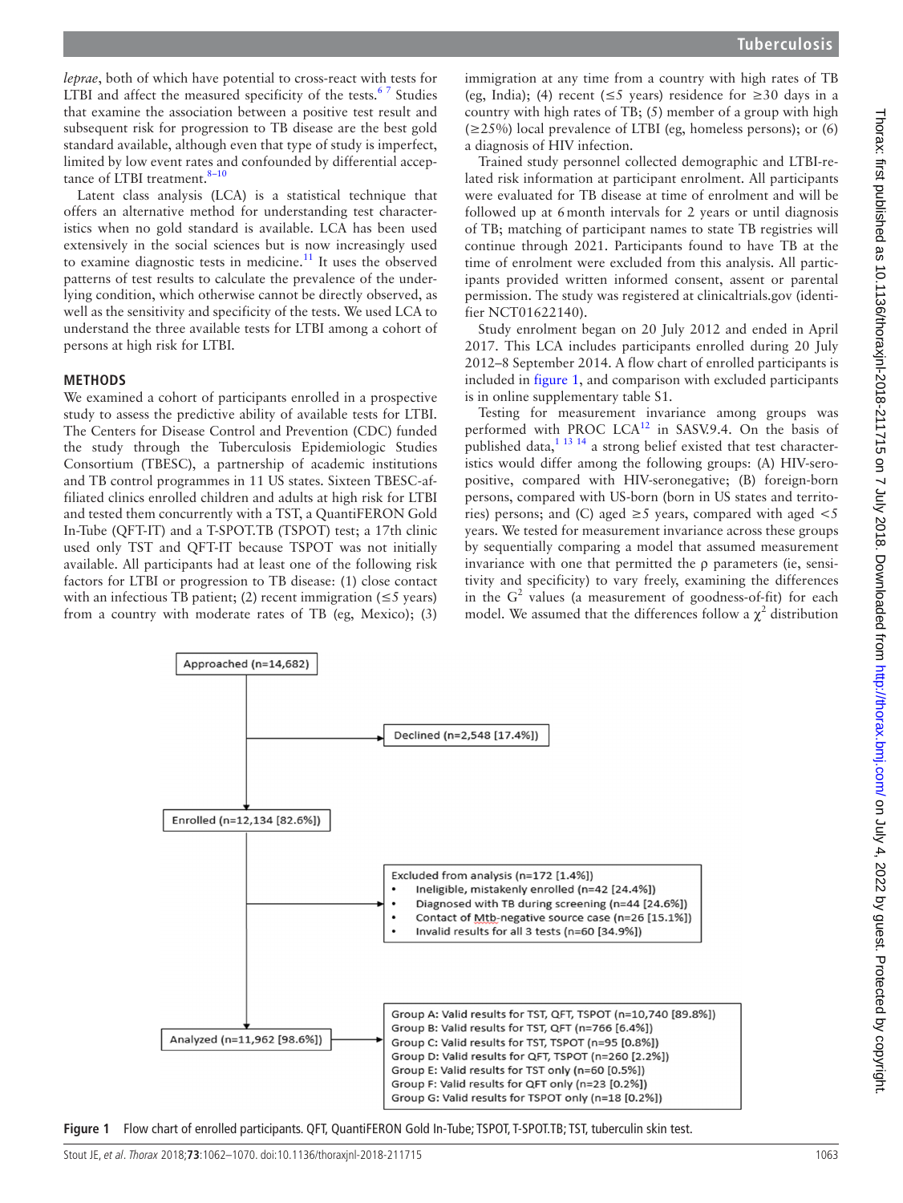*leprae*, both of which have potential to cross-react with tests for LTBI and affect the measured specificity of the tests.[6,7] Studies that examine the association between a positive test result and subsequent risk for progression to TB disease are the best gold standard available, although even that type of study is imperfect, limited by low event rates and confounded by differential acceptance of LTBI treatment.[8–10]

Latent class analysis (LCA) is a statistical technique that offers an alternative method for understanding test characteristics when no gold standard is available. LCA has been used extensively in the social sciences but is now increasingly used to examine diagnostic tests in medicine.[11] It uses the observed patterns of test results to calculate the prevalence of the underlying condition, which otherwise cannot be directly observed, as well as the sensitivity and specificity of the tests. We used LCA to understand the three available tests for LTBI among a cohort of persons at high risk for LTBI.

## METHODS

We examined a cohort of participants enrolled in a prospective study to assess the predictive ability of available tests for LTBI. The Centers for Disease Control and Prevention (CDC) funded the study through the Tuberculosis Epidemiologic Studies Consortium (TBESC), a partnership of academic institutions and TB control programmes in 11 US states. Sixteen TBESC-affiliated clinics enrolled children and adults at high risk for LTBI and tested them concurrently with a TST, a QuantiFERON Gold In-Tube (QFT-IT) and a T-SPOT.TB (TSPOT) test; a 17th clinic used only TST and QFT-IT because TSPOT was not initially available. All participants had at least one of the following risk factors for LTBI or progression to TB disease: (1) close contact with an infectious TB patient; (2) recent immigration (≤5 years) from a country with moderate rates of TB (eg, Mexico); (3) immigration at any time from a country with high rates of TB (eg, India); (4) recent (≤5 years) residence for ≥30 days in a country with high rates of TB; (5) member of a group with high (≥25%) local prevalence of LTBI (eg, homeless persons); or (6) a diagnosis of HIV infection.

Trained study personnel collected demographic and LTBI-related risk information at participant enrolment. All participants were evaluated for TB disease at time of enrolment and will be followed up at 6 month intervals for 2 years or until diagnosis of TB; matching of participant names to state TB registries will continue through 2021. Participants found to have TB at the time of enrolment were excluded from this analysis. All participants provided written informed consent, assent or parental permission. The study was registered at clinicaltrials.gov (identifier NCT01622140).

Study enrolment began on 20 July 2012 and ended in April 2017. This LCA includes participants enrolled during 20 July 2012–8 September 2014. A flow chart of enrolled participants is included in figure 1, and comparison with excluded participants is in online supplementary table S1.

Testing for measurement invariance among groups was performed with PROC LCA[12] in SASV.9.4. On the basis of published data,[1,13,14] a strong belief existed that test characteristics would differ among the following groups: (A) HIV-seropositive, compared with HIV-seronegative; (B) foreign-born persons, compared with US-born (born in US states and territories) persons; and (C) aged ≥5 years, compared with aged <5 years. We tested for measurement invariance across these groups by sequentially comparing a model that assumed measurement invariance with one that permitted the ρ parameters (ie, sensitivity and specificity) to vary freely, examining the differences in the $G^2$ values (a measurement of goodness-of-fit) for each model. We assumed that the differences follow a $\chi^2$ distribution

Approached (n=14,682)

Declined (n=2,548 [17.4%])

Enrolled (n=12,134 [82.6%])

Excluded from analysis (n=172 [1.4%])
- Ineligible, mistakenly enrolled (n=42 [24.4%])
- Diagnosed with TB during screening (n=44 [24.6%])
- Contact of Mtb-negative source case (n=26 [15.1%])
- Invalid results for all 3 tests (n=60 [34.9%])

Analyzed (n=11,962 [98.6%])

Group A: Valid results for TST, QFT, TSPOT (n=10,740 [89.8%])
Group B: Valid results for TST, QFT (n=766 [6.4%])
Group C: Valid results for TST, TSPOT (n=95 [0.8%])
Group D: Valid results for QFT, TSPOT (n=260 [2.2%])
Group E: Valid results for TST only (n=60 [0.5%])
Group F: Valid results for QFT only (n=23 [0.2%])
Group G: Valid results for TSPOT only (n=18 [0.2%])

**Figure 1** Flow chart of enrolled participants. QFT, QuantiFERON Gold In-Tube; TSPOT, T-SPOT.TB; TST, tuberculin skin test.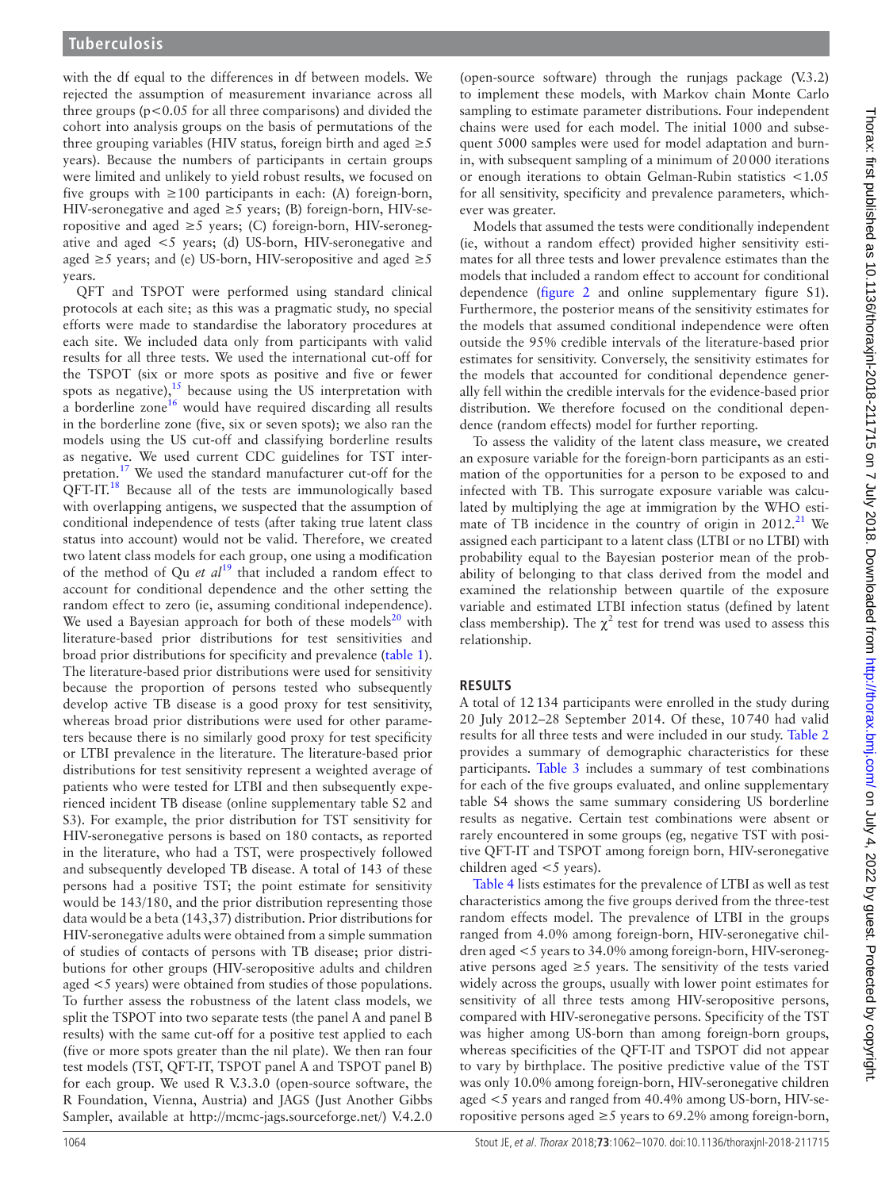with the df equal to the differences in df between models. We rejected the assumption of measurement invariance across all three groups ($p<0.05$ for all three comparisons) and divided the cohort into analysis groups on the basis of permutations of the three grouping variables (HIV status, foreign birth and aged ≥5 years). Because the numbers of participants in certain groups were limited and unlikely to yield robust results, we focused on five groups with ≥100 participants in each: (A) foreign-born, HIV-seronegative and aged ≥5 years; (B) foreign-born, HIV-seropositive and aged ≥5 years; (C) foreign-born, HIV-seronegative and aged <5 years; (d) US-born, HIV-seronegative and aged ≥5 years; and (e) US-born, HIV-seropositive and aged ≥5 years.

QFT and TSPOT were performed using standard clinical protocols at each site; as this was a pragmatic study, no special efforts were made to standardise the laboratory procedures at each site. We included data only from participants with valid results for all three tests. We used the international cut-off for the TSPOT (six or more spots as positive and five or fewer spots as negative),[15] because using the US interpretation with a borderline zone[16] would have required discarding all results in the borderline zone (five, six or seven spots); we also ran the models using the US cut-off and classifying borderline results as negative. We used current CDC guidelines for TST interpretation.[17] We used the standard manufacturer cut-off for the QFT-IT.[18] Because all of the tests are immunologically based with overlapping antigens, we suspected that the assumption of conditional independence of tests (after taking true latent class status into account) would not be valid. Therefore, we created two latent class models for each group, one using a modification of the method of Qu *et al*[19] that included a random effect to account for conditional dependence and the other setting the random effect to zero (ie, assuming conditional independence). We used a Bayesian approach for both of these models[20] with literature-based prior distributions for test sensitivities and broad prior distributions for specificity and prevalence (table 1). The literature-based prior distributions were used for sensitivity because the proportion of persons tested who subsequently develop active TB disease is a good proxy for test sensitivity, whereas broad prior distributions were used for other parameters because there is no similarly good proxy for test specificity or LTBI prevalence in the literature. The literature-based prior distributions for test sensitivity represent a weighted average of patients who were tested for LTBI and then subsequently experienced incident TB disease (online supplementary table S2 and S3). For example, the prior distribution for TST sensitivity for HIV-seronegative persons is based on 180 contacts, as reported in the literature, who had a TST, were prospectively followed and subsequently developed TB disease. A total of 143 of these persons had a positive TST; the point estimate for sensitivity would be 143/180, and the prior distribution representing those data would be a beta (143,37) distribution. Prior distributions for HIV-seronegative adults were obtained from a simple summation of studies of contacts of persons with TB disease; prior distributions for other groups (HIV-seropositive adults and children aged <5 years) were obtained from studies of those populations. To further assess the robustness of the latent class models, we split the TSPOT into two separate tests (the panel A and panel B results) with the same cut-off for a positive test applied to each (five or more spots greater than the nil plate). We then ran four test models (TST, QFT-IT, TSPOT panel A and TSPOT panel B) for each group. We used R V.3.3.0 (open-source software, the R Foundation, Vienna, Austria) and JAGS (Just Another Gibbs Sampler, available at http://mcmc-jags.sourceforge.net/) V.4.2.0 (open-source software) through the runjags package (V.3.2) to implement these models, with Markov chain Monte Carlo sampling to estimate parameter distributions. Four independent chains were used for each model. The initial 1000 and subsequent 5000 samples were used for model adaptation and burn-in, with subsequent sampling of a minimum of 20 000 iterations or enough iterations to obtain Gelman-Rubin statistics <1.05 for all sensitivity, specificity and prevalence parameters, whichever was greater.

Models that assumed the tests were conditionally independent (ie, without a random effect) provided higher sensitivity estimates for all three tests and lower prevalence estimates than the models that included a random effect to account for conditional dependence (figure 2 and online supplementary figure S1). Furthermore, the posterior means of the sensitivity estimates for the models that assumed conditional independence were often outside the 95% credible intervals of the literature-based prior estimates for sensitivity. Conversely, the sensitivity estimates for the models that accounted for conditional dependence generally fell within the credible intervals for the evidence-based prior distribution. We therefore focused on the conditional dependence (random effects) model for further reporting.

To assess the validity of the latent class measure, we created an exposure variable for the foreign-born participants as an estimation of the opportunities for a person to be exposed to and infected with TB. This surrogate exposure variable was calculated by multiplying the age at immigration by the WHO estimate of TB incidence in the country of origin in 2012.[21] We assigned each participant to a latent class (LTBI or no LTBI) with probability equal to the Bayesian posterior mean of the probability of belonging to that class derived from the model and examined the relationship between quartile of the exposure variable and estimated LTBI infection status (defined by latent class membership). The $\chi^2$ test for trend was used to assess this relationship.

## RESULTS

A total of 12 134 participants were enrolled in the study during 20 July 2012–28 September 2014. Of these, 10 740 had valid results for all three tests and were included in our study. Table 2 provides a summary of demographic characteristics for these participants. Table 3 includes a summary of test combinations for each of the five groups evaluated, and online supplementary table S4 shows the same summary considering US borderline results as negative. Certain test combinations were absent or rarely encountered in some groups (eg, negative TST with positive QFT-IT and TSPOT among foreign born, HIV-seronegative children aged <5 years).

Table 4 lists estimates for the prevalence of LTBI as well as test characteristics among the five groups derived from the three-test random effects model. The prevalence of LTBI in the groups ranged from 4.0% among foreign-born, HIV-seronegative children aged <5 years to 34.0% among foreign-born, HIV-seronegative persons aged ≥5 years. The sensitivity of the tests varied widely across the groups, usually with lower point estimates for sensitivity of all three tests among HIV-seropositive persons, compared with HIV-seronegative persons. Specificity of the TST was higher among US-born than among foreign-born groups, whereas specificities of the QFT-IT and TSPOT did not appear to vary by birthplace. The positive predictive value of the TST was only 10.0% among foreign-born, HIV-seronegative children aged <5 years and ranged from 40.4% among US-born, HIV-seropositive persons aged ≥5 years to 69.2% among foreign-born,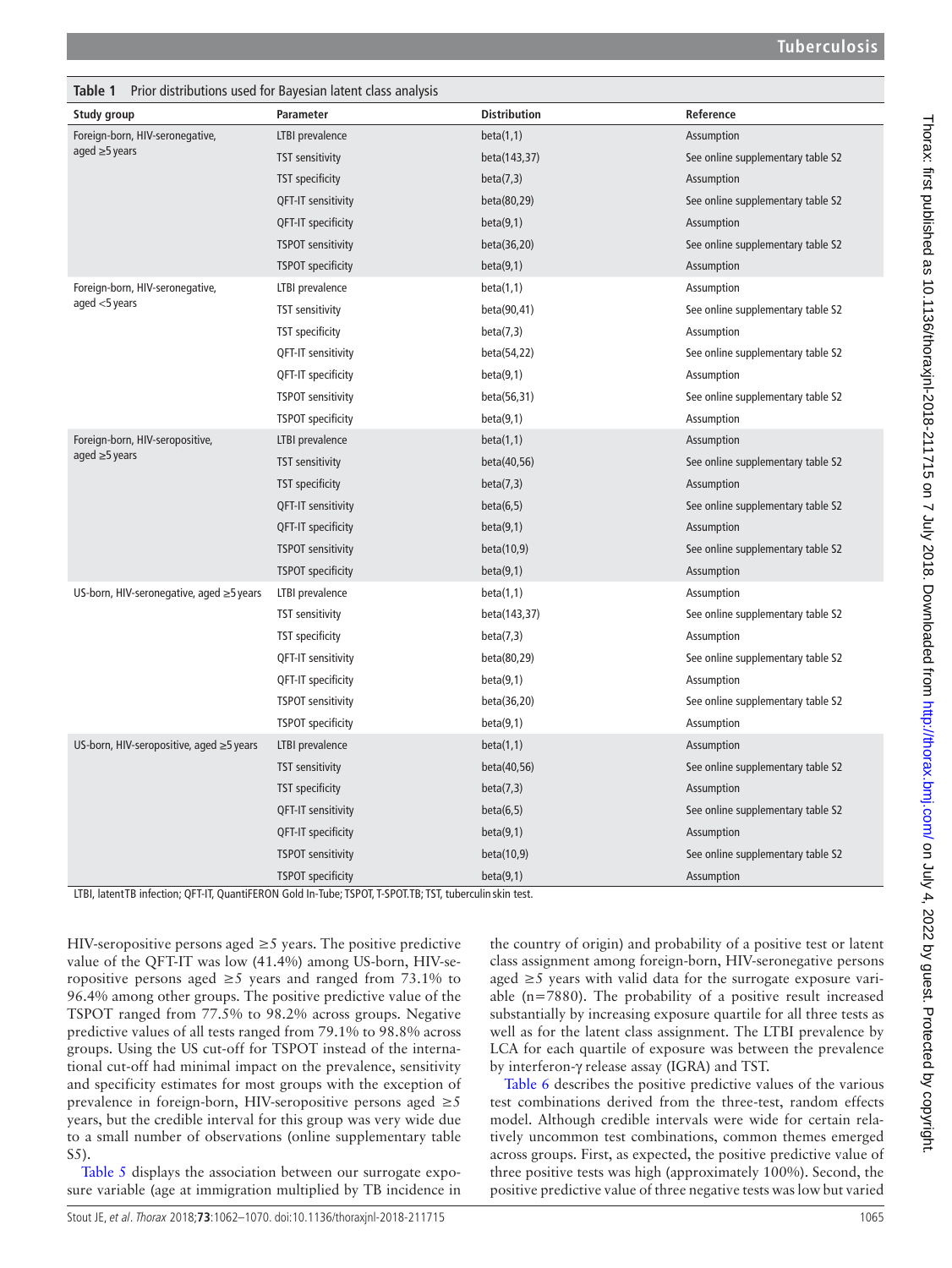**Table 1** Prior distributions used for Bayesian latent class analysis

| Study group | Parameter | Distribution | Reference |
|---|---|---|---|
| Foreign-born, HIV-seronegative, aged ≥5 years | LTBI prevalence | beta(1,1) | Assumption |
| | TST sensitivity | beta(143,37) | See online supplementary table S2 |
| | TST specificity | beta(7,3) | Assumption |
| | QFT-IT sensitivity | beta(80,29) | See online supplementary table S2 |
| | QFT-IT specificity | beta(9,1) | Assumption |
| | TSPOT sensitivity | beta(36,20) | See online supplementary table S2 |
| | TSPOT specificity | beta(9,1) | Assumption |
| Foreign-born, HIV-seronegative, aged <5 years | LTBI prevalence | beta(1,1) | Assumption |
| | TST sensitivity | beta(90,41) | See online supplementary table S2 |
| | TST specificity | beta(7,3) | Assumption |
| | QFT-IT sensitivity | beta(54,22) | See online supplementary table S2 |
| | QFT-IT specificity | beta(9,1) | Assumption |
| | TSPOT sensitivity | beta(56,31) | See online supplementary table S2 |
| | TSPOT specificity | beta(9,1) | Assumption |
| Foreign-born, HIV-seropositive, aged ≥5 years | LTBI prevalence | beta(1,1) | Assumption |
| | TST sensitivity | beta(40,56) | See online supplementary table S2 |
| | TST specificity | beta(7,3) | Assumption |
| | QFT-IT sensitivity | beta(6,5) | See online supplementary table S2 |
| | QFT-IT specificity | beta(9,1) | Assumption |
| | TSPOT sensitivity | beta(10,9) | See online supplementary table S2 |
| | TSPOT specificity | beta(9,1) | Assumption |
| US-born, HIV-seronegative, aged ≥5 years | LTBI prevalence | beta(1,1) | Assumption |
| | TST sensitivity | beta(143,37) | See online supplementary table S2 |
| | TST specificity | beta(7,3) | Assumption |
| | QFT-IT sensitivity | beta(80,29) | See online supplementary table S2 |
| | QFT-IT specificity | beta(9,1) | Assumption |
| | TSPOT sensitivity | beta(36,20) | See online supplementary table S2 |
| | TSPOT specificity | beta(9,1) | Assumption |
| US-born, HIV-seropositive, aged ≥5 years | LTBI prevalence | beta(1,1) | Assumption |
| | TST sensitivity | beta(40,56) | See online supplementary table S2 |
| | TST specificity | beta(7,3) | Assumption |
| | QFT-IT sensitivity | beta(6,5) | See online supplementary table S2 |
| | QFT-IT specificity | beta(9,1) | Assumption |
| | TSPOT sensitivity | beta(10,9) | See online supplementary table S2 |
| | TSPOT specificity | beta(9,1) | Assumption |

LTBI, latent TB infection; QFT-IT, QuantiFERON Gold In-Tube; TSPOT, T-SPOT.TB; TST, tuberculin skin test.

HIV-seropositive persons aged ≥5 years. The positive predictive value of the QFT-IT was low (41.4%) among US-born, HIV-seropositive persons aged ≥5 years and ranged from 73.1% to 96.4% among other groups. The positive predictive value of the TSPOT ranged from 77.5% to 98.2% across groups. Negative predictive values of all tests ranged from 79.1% to 98.8% across groups. Using the US cut-off for TSPOT instead of the international cut-off had minimal impact on the prevalence, sensitivity and specificity estimates for most groups with the exception of prevalence in foreign-born, HIV-seropositive persons aged ≥5 years, but the credible interval for this group was very wide due to a small number of observations (online supplementary table S5).

Table 5 displays the association between our surrogate exposure variable (age at immigration multiplied by TB incidence in the country of origin) and probability of a positive test or latent class assignment among foreign-born, HIV-seronegative persons aged ≥5 years with valid data for the surrogate exposure variable (n=7880). The probability of a positive result increased substantially by increasing exposure quartile for all three tests as well as for the latent class assignment. The LTBI prevalence by LCA for each quartile of exposure was between the prevalence by interferon-γ release assay (IGRA) and TST.

Table 6 describes the positive predictive values of the various test combinations derived from the three-test, random effects model. Although credible intervals were wide for certain relatively uncommon test combinations, common themes emerged across groups. First, as expected, the positive predictive value of three positive tests was high (approximately 100%). Second, the positive predictive value of three negative tests was low but varied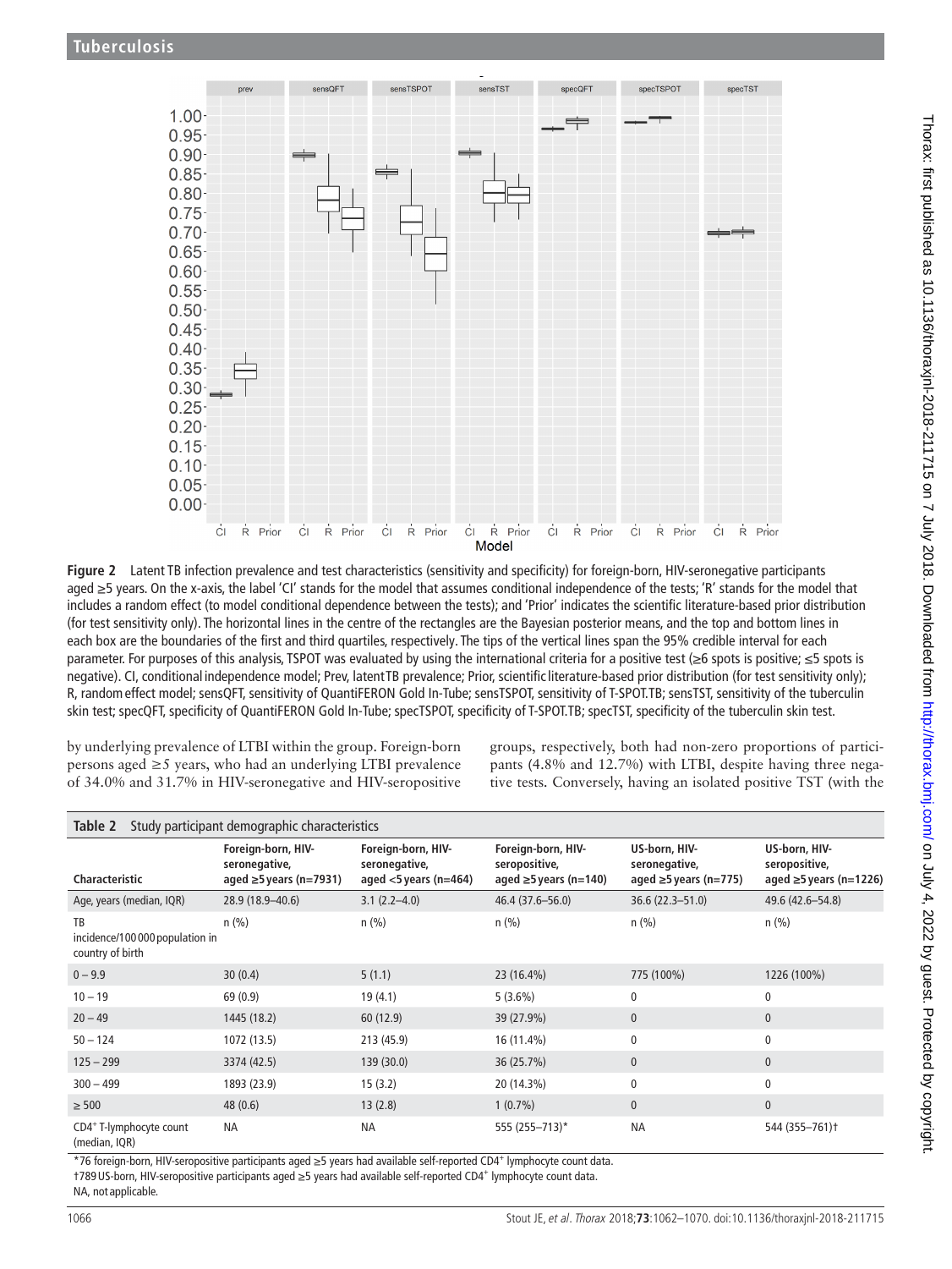Figure 2 Latent TB infection prevalence and test characteristics (sensitivity and specificity) for foreign-born, HIV-seronegative participants aged ≥5 years. On the x-axis, the label 'CI' stands for the model that assumes conditional independence of the tests; 'R' stands for the model that includes a random effect (to model conditional dependence between the tests); and 'Prior' indicates the scientific literature-based prior distribution (for test sensitivity only). The horizontal lines in the centre of the rectangles are the Bayesian posterior means, and the top and bottom lines in each box are the boundaries of the first and third quartiles, respectively. The tips of the vertical lines span the 95% credible interval for each parameter. For purposes of this analysis, TSPOT was evaluated by using the international criteria for a positive test (≥6 spots is positive; ≤5 spots is negative). CI, conditional independence model; Prev, latent TB prevalence; Prior, scientific literature-based prior distribution (for test sensitivity only); R, random effect model; sensQFT, sensitivity of QuantiFERON Gold In-Tube; sensTSPOT, sensitivity of T-SPOT.TB; sensTST, sensitivity of the tuberculin skin test; specQFT, specificity of QuantiFERON Gold In-Tube; specTSPOT, specificity of T-SPOT.TB; specTST, specificity of the tuberculin skin test.

by underlying prevalence of LTBI within the group. Foreign-born persons aged ≥5 years, who had an underlying LTBI prevalence of 34.0% and 31.7% in HIV-seronegative and HIV-seropositive groups, respectively, both had non-zero proportions of participants (4.8% and 12.7%) with LTBI, despite having three negative tests. Conversely, having an isolated positive TST (with the

**Table 2** Study participant demographic characteristics

| Characteristic | Foreign-born, HIV-seronegative, aged ≥5 years (n=7931) | Foreign-born, HIV-seronegative, aged <5 years (n=464) | Foreign-born, HIV-seropositive, aged ≥5 years (n=140) | US-born, HIV-seronegative, aged ≥5 years (n=775) | US-born, HIV-seropositive, aged ≥5 years (n=1226) |
|---|---|---|---|---|---|
| Age, years (median, IQR) | 28.9 (18.9–40.6) | 3.1 (2.2–4.0) | 46.4 (37.6–56.0) | 36.6 (22.3–51.0) | 49.6 (42.6–54.8) |
| TB incidence/100 000 population in country of birth | n (%) | n (%) | n (%) | n (%) | n (%) |
| 0 – 9.9 | 30 (0.4) | 5 (1.1) | 23 (16.4%) | 775 (100%) | 1226 (100%) |
| 10 – 19 | 69 (0.9) | 19 (4.1) | 5 (3.6%) | 0 | 0 |
| 20 – 49 | 1445 (18.2) | 60 (12.9) | 39 (27.9%) | 0 | 0 |
| 50 – 124 | 1072 (13.5) | 213 (45.9) | 16 (11.4%) | 0 | 0 |
| 125 – 299 | 3374 (42.5) | 139 (30.0) | 36 (25.7%) | 0 | 0 |
| 300 – 499 | 1893 (23.9) | 15 (3.2) | 20 (14.3%) | 0 | 0 |
| ≥ 500 | 48 (0.6) | 13 (2.8) | 1 (0.7%) | 0 | 0 |
| CD4+ T-lymphocyte count (median, IQR) | NA | NA | 555 (255–713)* | NA | 544 (355–761)† |

*76 foreign-born, HIV-seropositive participants aged ≥5 years had available self-reported CD4+ lymphocyte count data.
†789 US-born, HIV-seropositive participants aged ≥5 years had available self-reported CD4+ lymphocyte count data.
NA, not applicable.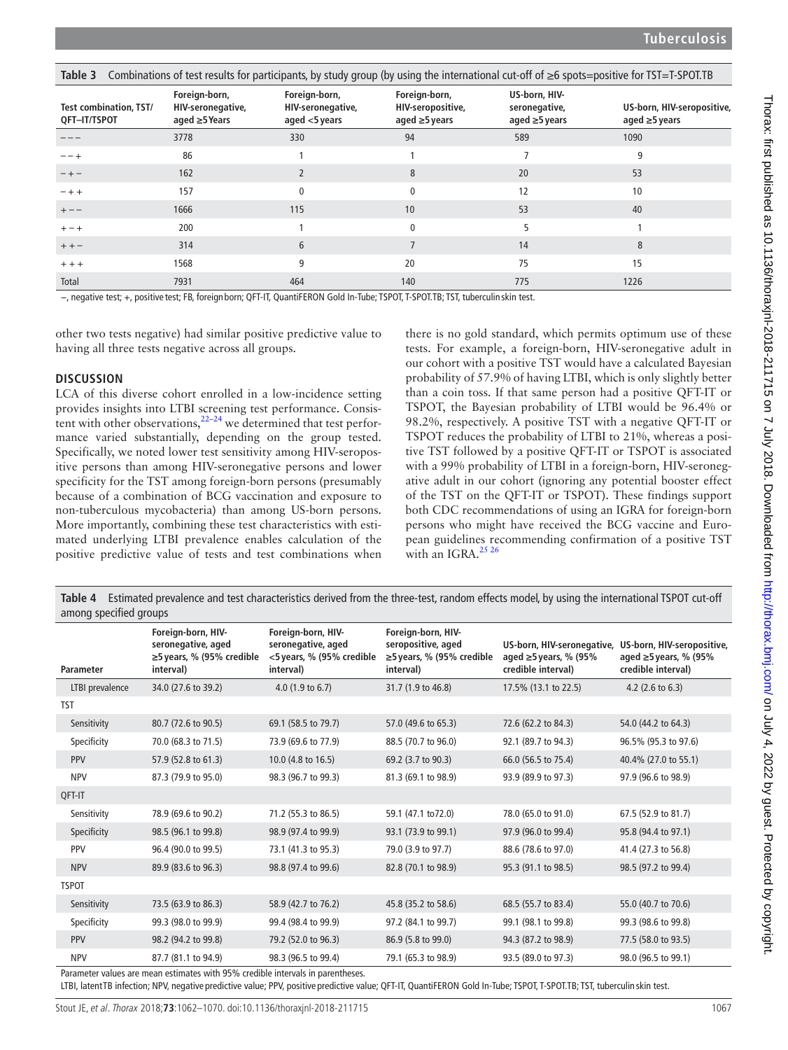**Table 3** Combinations of test results for participants, by study group (by using the international cut-off of ≥6 spots=positive for TST=T-SPOT.TB

| Test combination, TST/ QFT–IT/TSPOT | Foreign-born, HIV-seronegative, aged ≥5 Years | Foreign-born, HIV-seronegative, aged <5 years | Foreign-born, HIV-seropositive, aged ≥5 years | US-born, HIV-seronegative, aged ≥5 years | US-born, HIV-seropositive, aged ≥5 years |
|---|---|---|---|---|---|
| − − − | 3778 | 330 | 94 | 589 | 1090 |
| − − + | 86 | 1 | 1 | 7 | 9 |
| − + − | 162 | 2 | 8 | 20 | 53 |
| − + + | 157 | 0 | 0 | 12 | 10 |
| + − − | 1666 | 115 | 10 | 53 | 40 |
| + − + | 200 | 1 | 0 | 5 | 1 |
| + + − | 314 | 6 | 7 | 14 | 8 |
| + + + | 1568 | 9 | 20 | 75 | 15 |
| Total | 7931 | 464 | 140 | 775 | 1226 |

−, negative test; +, positive test; FB, foreign born; QFT-IT, QuantiFERON Gold In-Tube; TSPOT, T-SPOT.TB; TST, tuberculin skin test.

other two tests negative) had similar positive predictive value to having all three tests negative across all groups.

## DISCUSSION

LCA of this diverse cohort enrolled in a low-incidence setting provides insights into LTBI screening test performance. Consistent with other observations,[22–24] we determined that test performance varied substantially, depending on the group tested. Specifically, we noted lower test sensitivity among HIV-seropositive persons than among HIV-seronegative persons and lower specificity for the TST among foreign-born persons (presumably because of a combination of BCG vaccination and exposure to non-tuberculous mycobacteria) than among US-born persons. More importantly, combining these test characteristics with estimated underlying LTBI prevalence enables calculation of the positive predictive value of tests and test combinations when there is no gold standard, which permits optimum use of these tests. For example, a foreign-born, HIV-seronegative adult in our cohort with a positive TST would have a calculated Bayesian probability of 57.9% of having LTBI, which is only slightly better than a coin toss. If that same person had a positive QFT-IT or TSPOT, the Bayesian probability of LTBI would be 96.4% or 98.2%, respectively. A positive TST with a negative QFT-IT or TSPOT reduces the probability of LTBI to 21%, whereas a positive TST followed by a positive QFT-IT or TSPOT is associated with a 99% probability of LTBI in a foreign-born, HIV-seronegative adult in our cohort (ignoring any potential booster effect of the TST on the QFT-IT or TSPOT). These findings support both CDC recommendations of using an IGRA for foreign-born persons who might have received the BCG vaccine and European guidelines recommending confirmation of a positive TST with an IGRA.[25 26]

**Table 4** Estimated prevalence and test characteristics derived from the three-test, random effects model, by using the international TSPOT cut-off among specified groups

| Parameter | Foreign-born, HIV-seronegative, aged ≥5 years, % (95% credible interval) | Foreign-born, HIV-seronegative, aged <5 years, % (95% credible interval) | Foreign-born, HIV-seropositive, aged ≥5 years, % (95% credible interval) | US-born, HIV-seronegative, aged ≥5 years, % (95% credible interval) | US-born, HIV-seropositive, aged ≥5 years, % (95% credible interval) |
|---|---|---|---|---|---|
| LTBI prevalence | 34.0 (27.6 to 39.2) | 4.0 (1.9 to 6.7) | 31.7 (1.9 to 46.8) | 17.5% (13.1 to 22.5) | 4.2 (2.6 to 6.3) |
| TST | | | | | |
| Sensitivity | 80.7 (72.6 to 90.5) | 69.1 (58.5 to 79.7) | 57.0 (49.6 to 65.3) | 72.6 (62.2 to 84.3) | 54.0 (44.2 to 64.3) |
| Specificity | 70.0 (68.3 to 71.5) | 73.9 (69.6 to 77.9) | 88.5 (70.7 to 96.0) | 92.1 (89.7 to 94.3) | 96.5% (95.3 to 97.6) |
| PPV | 57.9 (52.8 to 61.3) | 10.0 (4.8 to 16.5) | 69.2 (3.7 to 90.3) | 66.0 (56.5 to 75.4) | 40.4% (27.0 to 55.1) |
| NPV | 87.3 (79.9 to 95.0) | 98.3 (96.7 to 99.3) | 81.3 (69.1 to 98.9) | 93.9 (89.9 to 97.3) | 97.9 (96.6 to 98.9) |
| QFT-IT | | | | | |
| Sensitivity | 78.9 (69.6 to 90.2) | 71.2 (55.3 to 86.5) | 59.1 (47.1 to72.0) | 78.0 (65.0 to 91.0) | 67.5 (52.9 to 81.7) |
| Specificity | 98.5 (96.1 to 99.8) | 98.9 (97.4 to 99.9) | 93.1 (73.9 to 99.1) | 97.9 (96.0 to 99.4) | 95.8 (94.4 to 97.1) |
| PPV | 96.4 (90.0 to 99.5) | 73.1 (41.3 to 95.3) | 79.0 (3.9 to 97.7) | 88.6 (78.6 to 97.0) | 41.4 (27.3 to 56.8) |
| NPV | 89.9 (83.6 to 96.3) | 98.8 (97.4 to 99.6) | 82.8 (70.1 to 98.9) | 95.3 (91.1 to 98.5) | 98.5 (97.2 to 99.4) |
| TSPOT | | | | | |
| Sensitivity | 73.5 (63.9 to 86.3) | 58.9 (42.7 to 76.2) | 45.8 (35.2 to 58.6) | 68.5 (55.7 to 83.4) | 55.0 (40.7 to 70.6) |
| Specificity | 99.3 (98.0 to 99.9) | 99.4 (98.4 to 99.9) | 97.2 (84.1 to 99.7) | 99.1 (98.1 to 99.8) | 99.3 (98.6 to 99.8) |
| PPV | 98.2 (94.2 to 99.8) | 79.2 (52.0 to 96.3) | 86.9 (5.8 to 99.0) | 94.3 (87.2 to 98.9) | 77.5 (58.0 to 93.5) |
| NPV | 87.7 (81.1 to 94.9) | 98.3 (96.5 to 99.4) | 79.1 (65.3 to 98.9) | 93.5 (89.0 to 97.3) | 98.0 (96.5 to 99.1) |

Parameter values are mean estimates with 95% credible intervals in parentheses.

LTBI, latent TB infection; NPV, negative predictive value; PPV, positive predictive value; QFT-IT, QuantiFERON Gold In-Tube; TSPOT, T-SPOT.TB; TST, tuberculin skin test.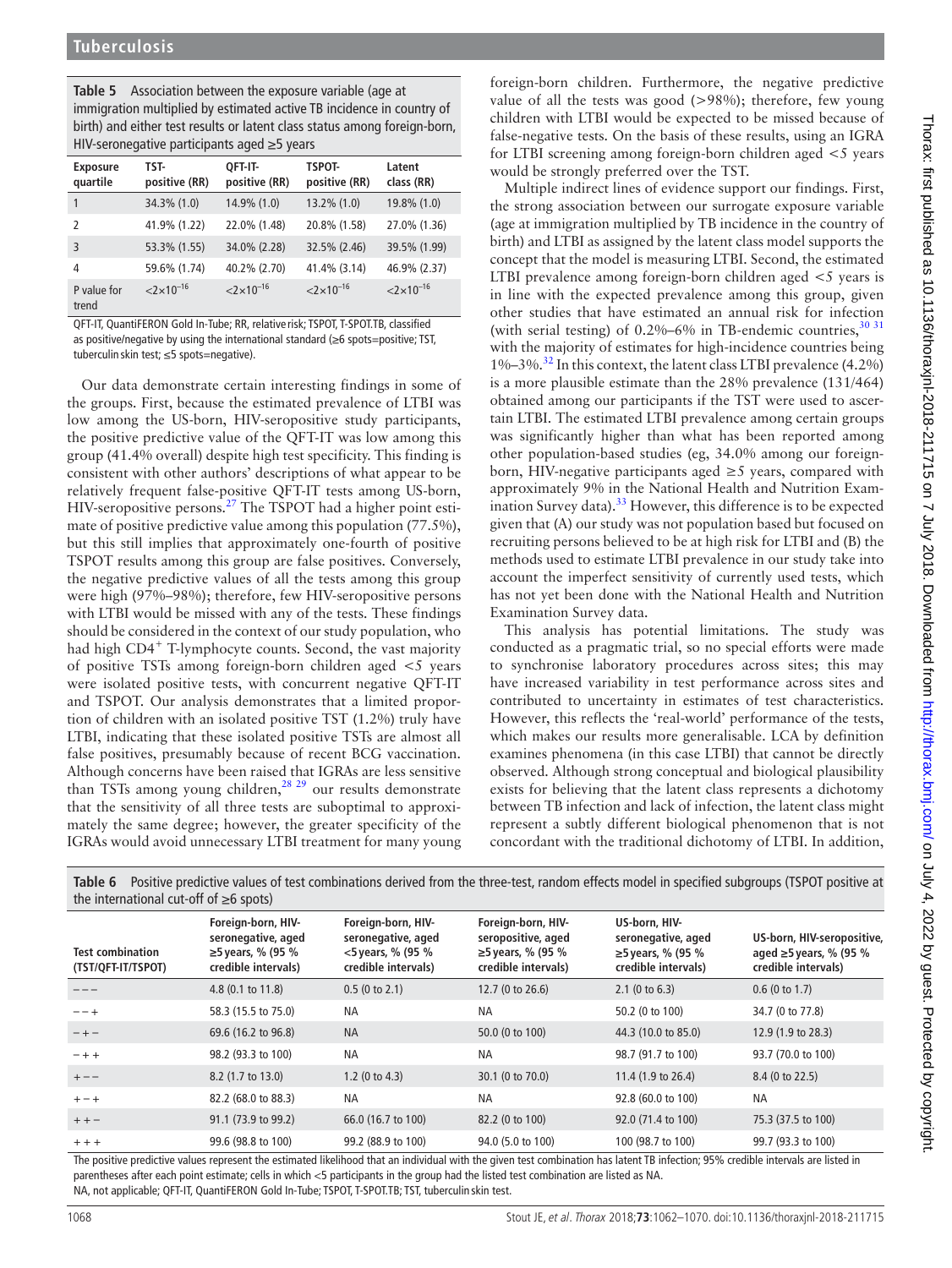**Table 5** Association between the exposure variable (age at immigration multiplied by estimated active TB incidence in country of birth) and either test results or latent class status among foreign-born, HIV-seronegative participants aged ≥5 years

| Exposure quartile | TST-positive (RR) | QFT-IT-positive (RR) | TSPOT-positive (RR) | Latent class (RR) |
|---|---|---|---|---|
| 1 | 34.3% (1.0) | 14.9% (1.0) | 13.2% (1.0) | 19.8% (1.0) |
| 2 | 41.9% (1.22) | 22.0% (1.48) | 20.8% (1.58) | 27.0% (1.36) |
| 3 | 53.3% (1.55) | 34.0% (2.28) | 32.5% (2.46) | 39.5% (1.99) |
| 4 | 59.6% (1.74) | 40.2% (2.70) | 41.4% (3.14) | 46.9% (2.37) |
| P value for trend | $<2\times10^{-16}$ | $<2\times10^{-16}$ | $<2\times10^{-16}$ | $<2\times10^{-16}$ |

QFT-IT, QuantiFERON Gold In-Tube; RR, relative risk; TSPOT, T-SPOT.TB, classified as positive/negative by using the international standard (≥6 spots=positive; TST, tuberculin skin test; ≤5 spots=negative).

Our data demonstrate certain interesting findings in some of the groups. First, because the estimated prevalence of LTBI was low among the US-born, HIV-seropositive study participants, the positive predictive value of the QFT-IT was low among this group (41.4% overall) despite high test specificity. This finding is consistent with other authors' descriptions of what appear to be relatively frequent false-positive QFT-IT tests among US-born, HIV-seropositive persons.[27] The TSPOT had a higher point estimate of positive predictive value among this population (77.5%), but this still implies that approximately one-fourth of positive TSPOT results among this group are false positives. Conversely, the negative predictive values of all the tests among this group were high (97%–98%); therefore, few HIV-seropositive persons with LTBI would be missed with any of the tests. These findings should be considered in the context of our study population, who had high CD4$^+$ T-lymphocyte counts. Second, the vast majority of positive TSTs among foreign-born children aged <5 years were isolated positive tests, with concurrent negative QFT-IT and TSPOT. Our analysis demonstrates that a limited proportion of children with an isolated positive TST (1.2%) truly have LTBI, indicating that these isolated positive TSTs are almost all false positives, presumably because of recent BCG vaccination. Although concerns have been raised that IGRAs are less sensitive than TSTs among young children,[28 29] our results demonstrate that the sensitivity of all three tests are suboptimal to approximately the same degree; however, the greater specificity of the IGRAs would avoid unnecessary LTBI treatment for many young foreign-born children. Furthermore, the negative predictive value of all the tests was good (>98%); therefore, few young children with LTBI would be expected to be missed because of false-negative tests. On the basis of these results, using an IGRA for LTBI screening among foreign-born children aged <5 years would be strongly preferred over the TST.

Multiple indirect lines of evidence support our findings. First, the strong association between our surrogate exposure variable (age at immigration multiplied by TB incidence in the country of birth) and LTBI as assigned by the latent class model supports the concept that the model is measuring LTBI. Second, the estimated LTBI prevalence among foreign-born children aged <5 years is in line with the expected prevalence among this group, given other studies that have estimated an annual risk for infection (with serial testing) of 0.2%–6% in TB-endemic countries,[30 31] with the majority of estimates for high-incidence countries being 1%–3%.[32] In this context, the latent class LTBI prevalence (4.2%) is a more plausible estimate than the 28% prevalence (131/464) obtained among our participants if the TST were used to ascertain LTBI. The estimated LTBI prevalence among certain groups was significantly higher than what has been reported among other population-based studies (eg, 34.0% among our foreign-born, HIV-negative participants aged ≥5 years, compared with approximately 9% in the National Health and Nutrition Examination Survey data).[33] However, this difference is to be expected given that (A) our study was not population based but focused on recruiting persons believed to be at high risk for LTBI and (B) the methods used to estimate LTBI prevalence in our study take into account the imperfect sensitivity of currently used tests, which has not yet been done with the National Health and Nutrition Examination Survey data.

This analysis has potential limitations. The study was conducted as a pragmatic trial, so no special efforts were made to synchronise laboratory procedures across sites; this may have increased variability in test performance across sites and contributed to uncertainty in estimates of test characteristics. However, this reflects the 'real-world' performance of the tests, which makes our results more generalisable. LCA by definition examines phenomena (in this case LTBI) that cannot be directly observed. Although strong conceptual and biological plausibility exists for believing that the latent class represents a dichotomy between TB infection and lack of infection, the latent class might represent a subtly different biological phenomenon that is not concordant with the traditional dichotomy of LTBI. In addition,

**Table 6** Positive predictive values of test combinations derived from the three-test, random effects model in specified subgroups (TSPOT positive at the international cut-off of ≥6 spots)

| Test combination (TST/QFT-IT/TSPOT) | Foreign-born, HIV-seronegative, aged ≥5 years, % (95 % credible intervals) | Foreign-born, HIV-seronegative, aged <5 years, % (95 % credible intervals) | Foreign-born, HIV-seropositive, aged ≥5 years, % (95 % credible intervals) | US-born, HIV-seronegative, aged ≥5 years, % (95 % credible intervals) | US-born, HIV-seropositive, aged ≥5 years, % (95 % credible intervals) |
|---|---|---|---|---|---|
| − − − | 4.8 (0.1 to 11.8) | 0.5 (0 to 2.1) | 12.7 (0 to 26.6) | 2.1 (0 to 6.3) | 0.6 (0 to 1.7) |
| − − + | 58.3 (15.5 to 75.0) | NA | NA | 50.2 (0 to 100) | 34.7 (0 to 77.8) |
| − + − | 69.6 (16.2 to 96.8) | NA | 50.0 (0 to 100) | 44.3 (10.0 to 85.0) | 12.9 (1.9 to 28.3) |
| − + + | 98.2 (93.3 to 100) | NA | NA | 98.7 (91.7 to 100) | 93.7 (70.0 to 100) |
| + − − | 8.2 (1.7 to 13.0) | 1.2 (0 to 4.3) | 30.1 (0 to 70.0) | 11.4 (1.9 to 26.4) | 8.4 (0 to 22.5) |
| + − + | 82.2 (68.0 to 88.3) | NA | NA | 92.8 (60.0 to 100) | NA |
| + + − | 91.1 (73.9 to 99.2) | 66.0 (16.7 to 100) | 82.2 (0 to 100) | 92.0 (71.4 to 100) | 75.3 (37.5 to 100) |
| + + + | 99.6 (98.8 to 100) | 99.2 (88.9 to 100) | 94.0 (5.0 to 100) | 100 (98.7 to 100) | 99.7 (93.3 to 100) |

The positive predictive values represent the estimated likelihood that an individual with the given test combination has latent TB infection; 95% credible intervals are listed in parentheses after each point estimate; cells in which <5 participants in the group had the listed test combination are listed as NA.
NA, not applicable; QFT-IT, QuantiFERON Gold In-Tube; TSPOT, T-SPOT.TB; TST, tuberculin skin test.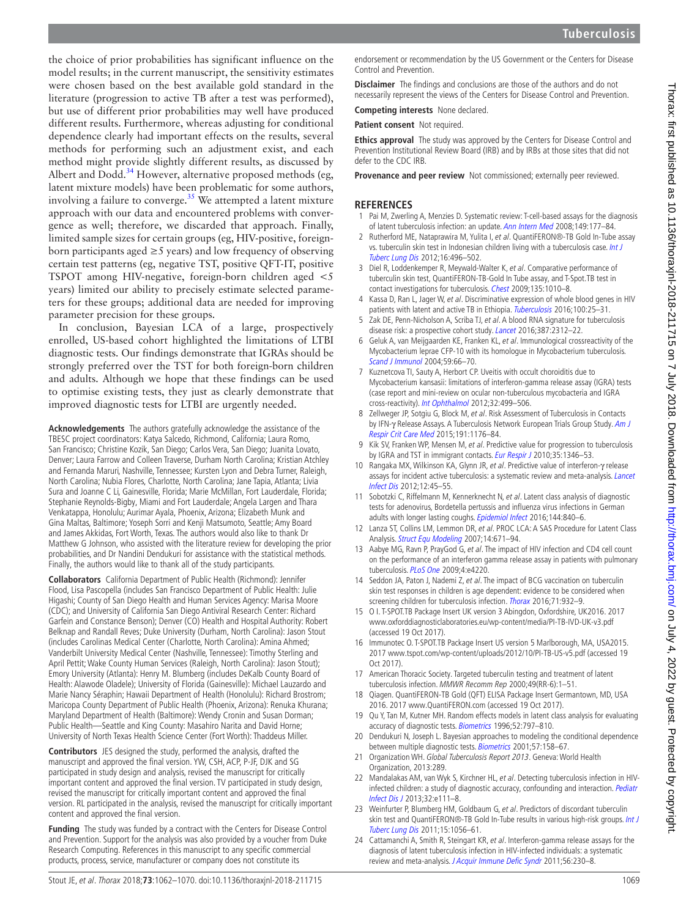the choice of prior probabilities has significant influence on the model results; in the current manuscript, the sensitivity estimates were chosen based on the best available gold standard in the literature (progression to active TB after a test was performed), but use of different prior probabilities may well have produced different results. Furthermore, whereas adjusting for conditional dependence clearly had important effects on the results, several methods for performing such an adjustment exist, and each method might provide slightly different results, as discussed by Albert and Dodd.[34] However, alternative proposed methods (eg, latent mixture models) have been problematic for some authors, involving a failure to converge.[35] We attempted a latent mixture approach with our data and encountered problems with convergence as well; therefore, we discarded that approach. Finally, limited sample sizes for certain groups (eg, HIV-positive, foreign-born participants aged ≥5 years) and low frequency of observing certain test patterns (eg, negative TST, positive QFT-IT, positive TSPOT among HIV-negative, foreign-born children aged <5 years) limited our ability to precisely estimate selected parameters for these groups; additional data are needed for improving parameter precision for these groups.

In conclusion, Bayesian LCA of a large, prospectively enrolled, US-based cohort highlighted the limitations of LTBI diagnostic tests. Our findings demonstrate that IGRAs should be strongly preferred over the TST for both foreign-born children and adults. Although we hope that these findings can be used to optimise existing tests, they just as clearly demonstrate that improved diagnostic tests for LTBI are urgently needed.

**Acknowledgements** The authors gratefully acknowledge the assistance of the TBESC project coordinators: Katya Salcedo, Richmond, California; Laura Romo, San Francisco; Christine Kozik, San Diego; Carlos Vera, San Diego; Juanita Lovato, Denver; Laura Farrow and Colleen Traverse, Durham North Carolina; Kristian Atchley and Fernanda Maruri, Nashville, Tennessee; Kursten Lyon and Debra Turner, Raleigh, North Carolina; Nubia Flores, Charlotte, North Carolina; Jane Tapia, Atlanta; Livia Sura and Joanne C Li, Gainesville, Florida; Marie McMillan, Fort Lauderdale, Florida; Stephanie Reynolds-Bigby, Miami and Fort Lauderdale; Angela Largen and Thara Venkatappa, Honolulu; Aurimar Ayala, Phoenix, Arizona; Elizabeth Munk and Gina Maltas, Baltimore; Yoseph Sorri and Kenji Matsumoto, Seattle; Amy Board and James Akkidas, Fort Worth, Texas. The authors would also like to thank Dr Matthew G Johnson, who assisted with the literature review for developing the prior probabilities, and Dr Nandini Dendukuri for assistance with the statistical methods. Finally, the authors would like to thank all of the study participants.

**Collaborators** California Department of Public Health (Richmond): Jennifer Flood, Lisa Pascopella (includes San Francisco Department of Public Health: Julie Higashi; County of San Diego Health and Human Services Agency: Marisa Moore (CDC); and University of California San Diego Antiviral Research Center: Richard Garfein and Constance Benson); Denver (CO) Health and Hospital Authority: Robert Belknap and Randall Reves; Duke University (Durham, North Carolina): Jason Stout (includes Carolinas Medical Center (Charlotte, North Carolina): Amina Ahmed; Vanderbilt University Medical Center (Nashville, Tennessee): Timothy Sterling and April Pettit; Wake County Human Services (Raleigh, North Carolina): Jason Stout); Emory University (Atlanta): Henry M. Blumberg (includes DeKalb County Board of Health: Alawode Oladele); University of Florida (Gainesville): Michael Lauzardo and Marie Nancy Séraphin; Hawaii Department of Health (Honolulu): Richard Brostrom; Maricopa County Department of Public Health (Phoenix, Arizona): Renuka Khurana; Maryland Department of Health (Baltimore): Wendy Cronin and Susan Dorman; Public Health—Seattle and King County: Masahiro Narita and David Horne; University of North Texas Health Science Center (Fort Worth): Thaddeus Miller.

**Contributors** JES designed the study, performed the analysis, drafted the manuscript and approved the final version. YW, CSH, ACP, P-JF, DJK and SG participated in study design and analysis, revised the manuscript for critically important content and approved the final version. TV participated in study design, revised the manuscript for critically important content and approved the final version. RL participated in the analysis, revised the manuscript for critically important content and approved the final version.

**Funding** The study was funded by a contract with the Centers for Disease Control and Prevention. Support for the analysis was also provided by a voucher from Duke Research Computing. References in this manuscript to any specific commercial products, process, service, manufacturer or company does not constitute its endorsement or recommendation by the US Government or the Centers for Disease Control and Prevention.

**Disclaimer** The findings and conclusions are those of the authors and do not necessarily represent the views of the Centers for Disease Control and Prevention.

**Competing interests** None declared.

**Patient consent** Not required.

**Ethics approval** The study was approved by the Centers for Disease Control and Prevention Institutional Review Board (IRB) and by IRBs at those sites that did not defer to the CDC IRB.

**Provenance and peer review** Not commissioned; externally peer reviewed.

## REFERENCES

1. Pai M, Zwerling A, Menzies D. Systematic review: T-cell-based assays for the diagnosis of latent tuberculosis infection: an update. *Ann Intern Med* 2008;149:177–84.
2. Rutherford ME, Nataprawira M, Yulita I, *et al*. QuantiFERON®-TB Gold In-Tube assay vs. tuberculin skin test in Indonesian children living with a tuberculosis case. *Int J Tuberc Lung Dis* 2012;16:496–502.
3. Diel R, Loddenkemper R, Meywald-Walter K, *et al*. Comparative performance of tuberculin skin test, QuantiFERON-TB-Gold In Tube assay, and T-Spot.TB test in contact investigations for tuberculosis. *Chest* 2009;135:1010–8.
4. Kassa D, Ran L, Jager W, *et al*. Discriminative expression of whole blood genes in HIV patients with latent and active TB in Ethiopia. *Tuberculosis* 2016;100:25–31.
5. Zak DE, Penn-Nicholson A, Scriba TJ, *et al*. A blood RNA signature for tuberculosis disease risk: a prospective cohort study. *Lancet* 2016;387:2312–22.
6. Geluk A, van Meijgaarden KE, Franken KL, *et al*. Immunological crossreactivity of the Mycobacterium leprae CFP-10 with its homologue in Mycobacterium tuberculosis. *Scand J Immunol* 2004;59:66–70.
7. Kuznetcova TI, Sauty A, Herbort CP. Uveitis with occult choroiditis due to Mycobacterium kansasii: limitations of interferon-gamma release assay (IGRA) tests (case report and mini-review on ocular non-tuberculous mycobacteria and IGRA cross-reactivity). *Int Ophthalmol* 2012;32:499–506.
8. Zellweger JP, Sotgiu G, Block M, *et al*. Risk Assessment of Tuberculosis in Contacts by IFN-γ Release Assays. A Tuberculosis Network European Trials Group Study. *Am J Respir Crit Care Med* 2015;191:1176–84.
9. Kik SV, Franken WP, Mensen M, *et al*. Predictive value for progression to tuberculosis by IGRA and TST in immigrant contacts. *Eur Respir J* 2010;35:1346–53.
10. Rangaka MX, Wilkinson KA, Glynn JR, *et al*. Predictive value of interferon-γ release assays for incident active tuberculosis: a systematic review and meta-analysis. *Lancet Infect Dis* 2012;12:45–55.
11. Sobotzki C, Riffelmann M, Kennerknecht N, *et al*. Latent class analysis of diagnostic tests for adenovirus, Bordetella pertussis and influenza virus infections in German adults with longer lasting coughs. *Epidemiol Infect* 2016;144:840–6.
12. Lanza ST, Collins LM, Lemmon DR, *et al*. PROC LCA: A SAS Procedure for Latent Class Analysis. *Struct Equ Modeling* 2007;14:671–94.
13. Aabye MG, Ravn P, PrayGod G, *et al*. The impact of HIV infection and CD4 cell count on the performance of an interferon gamma release assay in patients with pulmonary tuberculosis. *PLoS One* 2009;4:e4220.
14. Seddon JA, Paton J, Nademi Z, *et al*. The impact of BCG vaccination on tuberculin skin test responses in children is age dependent: evidence to be considered when screening children for tuberculosis infection. *Thorax* 2016;71:932–9.
15. O I. T-SPOT.TB Package Insert UK version 3 Abingdon, Oxfordshire, UK2016. 2017 www.oxforddiagnosticlaboratories.eu/wp-content/media/PI-TB-IVD-UK-v3.pdf (accessed 19 Oct 2017).
16. Immunotec O. T-SPOT.TB Package Insert US version 5 Marlborough, MA, USA2015. 2017 www.tspot.com/wp-content/uploads/2012/10/PI-TB-US-v5.pdf (accessed 19 Oct 2017).
17. American Thoracic Society. Targeted tuberculin testing and treatment of latent tuberculosis infection. *MMWR Recomm Rep* 2000;49(RR-6):1–51.
18. Qiagen. QuantiFERON-TB Gold (QFT) ELISA Package Insert Germantown, MD, USA 2016. 2017 www.QuantiFERON.com (accessed 19 Oct 2017).
19. Qu Y, Tan M, Kutner MH. Random effects models in latent class analysis for evaluating accuracy of diagnostic tests. *Biometrics* 1996;52:797–810.
20. Dendukuri N, Joseph L. Bayesian approaches to modeling the conditional dependence between multiple diagnostic tests. *Biometrics* 2001;57:158–67.
21. Organization WH. *Global Tuberculosis Report 2013*. Geneva: World Health Organization, 2013:289.
22. Mandalakas AM, van Wyk S, Kirchner HL, *et al*. Detecting tuberculosis infection in HIV-infected children: a study of diagnostic accuracy, confounding and interaction. *Pediatr Infect Dis J* 2013;32:e111–8.
23. Weinfurter P, Blumberg HM, Goldbaum G, *et al*. Predictors of discordant tuberculin skin test and QuantiFERON®-TB Gold In-Tube results in various high-risk groups. *Int J Tuberc Lung Dis* 2011;15:1056–61.
24. Cattamanchi A, Smith R, Steingart KR, *et al*. Interferon-gamma release assays for the diagnosis of latent tuberculosis infection in HIV-infected individuals: a systematic review and meta-analysis. *J Acquir Immune Defic Syndr* 2011;56:230–8.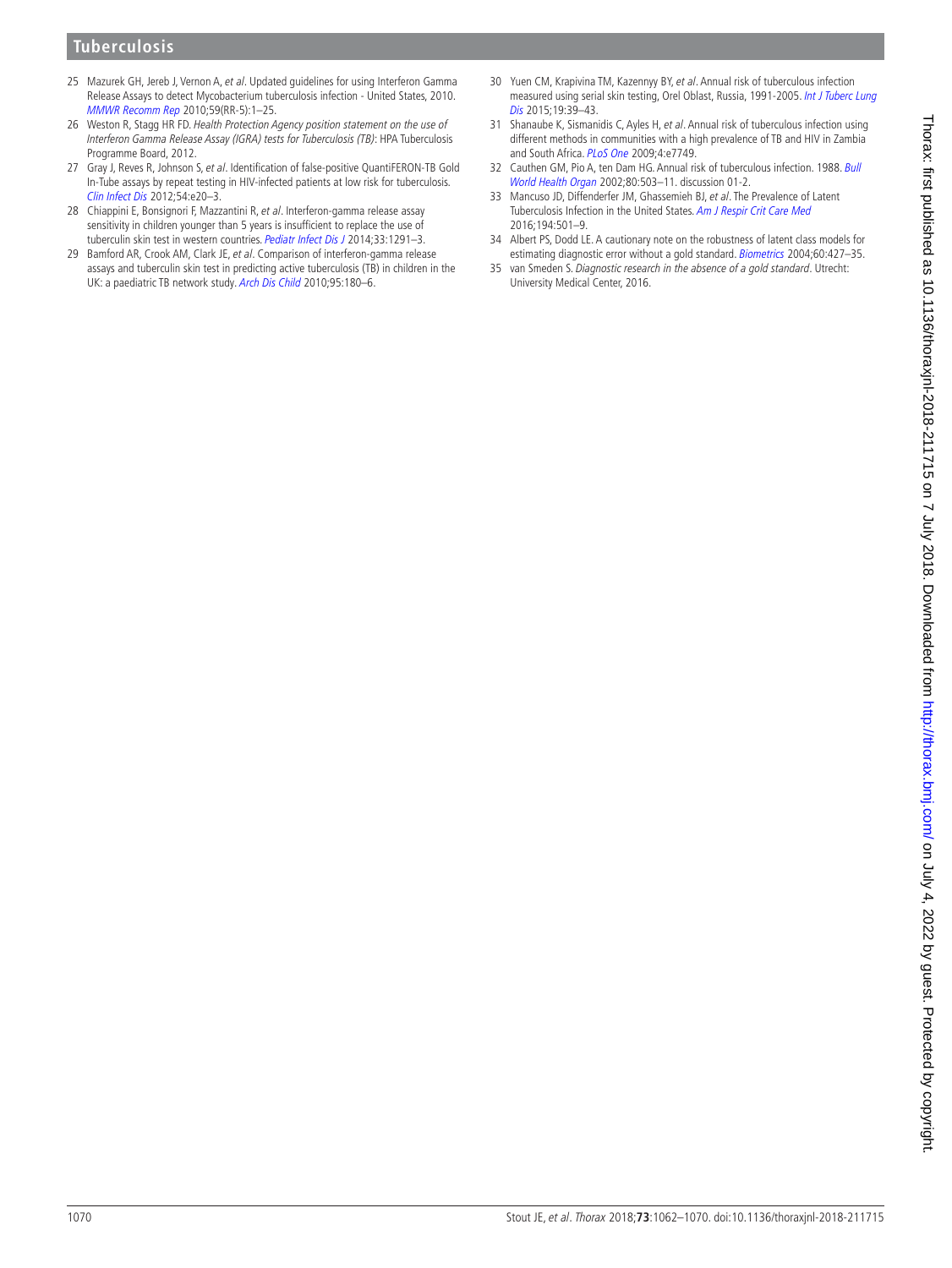25 Mazurek GH, Jereb J, Vernon A, *et al*. Updated guidelines for using Interferon Gamma Release Assays to detect Mycobacterium tuberculosis infection - United States, 2010. *MMWR Recomm Rep* 2010;59(RR-5):1–25.

26 Weston R, Stagg HR FD. *Health Protection Agency position statement on the use of Interferon Gamma Release Assay (IGRA) tests for Tuberculosis (TB)*: HPA Tuberculosis Programme Board, 2012.

27 Gray J, Reves R, Johnson S, *et al*. Identification of false-positive QuantiFERON-TB Gold In-Tube assays by repeat testing in HIV-infected patients at low risk for tuberculosis. *Clin Infect Dis* 2012;54:e20–3.

28 Chiappini E, Bonsignori F, Mazzantini R, *et al*. Interferon-gamma release assay sensitivity in children younger than 5 years is insufficient to replace the use of tuberculin skin test in western countries. *Pediatr Infect Dis J* 2014;33:1291–3.

29 Bamford AR, Crook AM, Clark JE, *et al*. Comparison of interferon-gamma release assays and tuberculin skin test in predicting active tuberculosis (TB) in children in the UK: a paediatric TB network study. *Arch Dis Child* 2010;95:180–6.

30 Yuen CM, Krapivina TM, Kazennyy BY, *et al*. Annual risk of tuberculous infection measured using serial skin testing, Orel Oblast, Russia, 1991-2005. *Int J Tuberc Lung Dis* 2015;19:39–43.

31 Shanaube K, Sismanidis C, Ayles H, *et al*. Annual risk of tuberculous infection using different methods in communities with a high prevalence of TB and HIV in Zambia and South Africa. *PLoS One* 2009;4:e7749.

32 Cauthen GM, Pio A, ten Dam HG. Annual risk of tuberculous infection. 1988. *Bull World Health Organ* 2002;80:503–11. discussion 01-2.

33 Mancuso JD, Diffenderfer JM, Ghassemieh BJ, *et al*. The Prevalence of Latent Tuberculosis Infection in the United States. *Am J Respir Crit Care Med* 2016;194:501–9.

34 Albert PS, Dodd LE. A cautionary note on the robustness of latent class models for estimating diagnostic error without a gold standard. *Biometrics* 2004;60:427–35.

35 van Smeden S. *Diagnostic research in the absence of a gold standard*. Utrecht: University Medical Center, 2016.